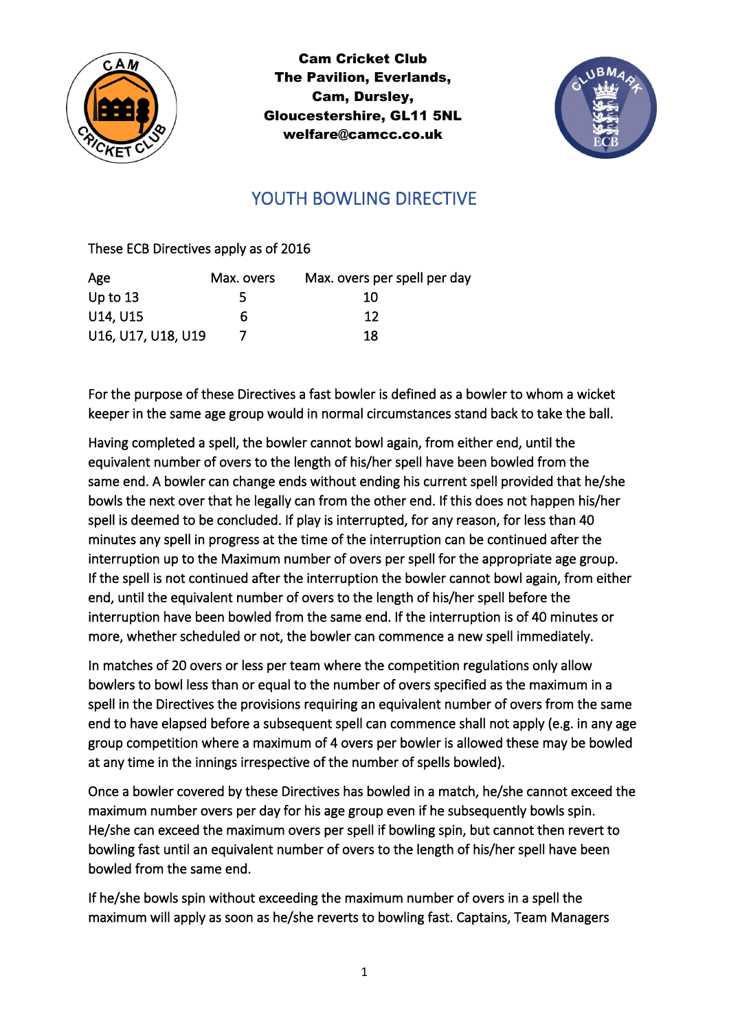**Cam Cricket Club**
**The Pavilion, Everlands,**
**Cam, Dursley,**
**Gloucestershire, GL11 5NL**
**welfare@camcc.co.uk**

# YOUTH BOWLING DIRECTIVE

These ECB Directives apply as of 2016

| Age | Max. overs | Max. overs per spell per day |
|---|---|---|
| Up to 13 | 5 | 10 |
| U14, U15 | 6 | 12 |
| U16, U17, U18, U19 | 7 | 18 |

For the purpose of these Directives a fast bowler is defined as a bowler to whom a wicket keeper in the same age group would in normal circumstances stand back to take the ball.

Having completed a spell, the bowler cannot bowl again, from either end, until the equivalent number of overs to the length of his/her spell have been bowled from the same end. A bowler can change ends without ending his current spell provided that he/she bowls the next over that he legally can from the other end. If this does not happen his/her spell is deemed to be concluded. If play is interrupted, for any reason, for less than 40 minutes any spell in progress at the time of the interruption can be continued after the interruption up to the Maximum number of overs per spell for the appropriate age group. If the spell is not continued after the interruption the bowler cannot bowl again, from either end, until the equivalent number of overs to the length of his/her spell before the interruption have been bowled from the same end. If the interruption is of 40 minutes or more, whether scheduled or not, the bowler can commence a new spell immediately.

In matches of 20 overs or less per team where the competition regulations only allow bowlers to bowl less than or equal to the number of overs specified as the maximum in a spell in the Directives the provisions requiring an equivalent number of overs from the same end to have elapsed before a subsequent spell can commence shall not apply (e.g. in any age group competition where a maximum of 4 overs per bowler is allowed these may be bowled at any time in the innings irrespective of the number of spells bowled).

Once a bowler covered by these Directives has bowled in a match, he/she cannot exceed the maximum number overs per day for his age group even if he subsequently bowls spin. He/she can exceed the maximum overs per spell if bowling spin, but cannot then revert to bowling fast until an equivalent number of overs to the length of his/her spell have been bowled from the same end.

If he/she bowls spin without exceeding the maximum number of overs in a spell the maximum will apply as soon as he/she reverts to bowling fast. Captains, Team Managers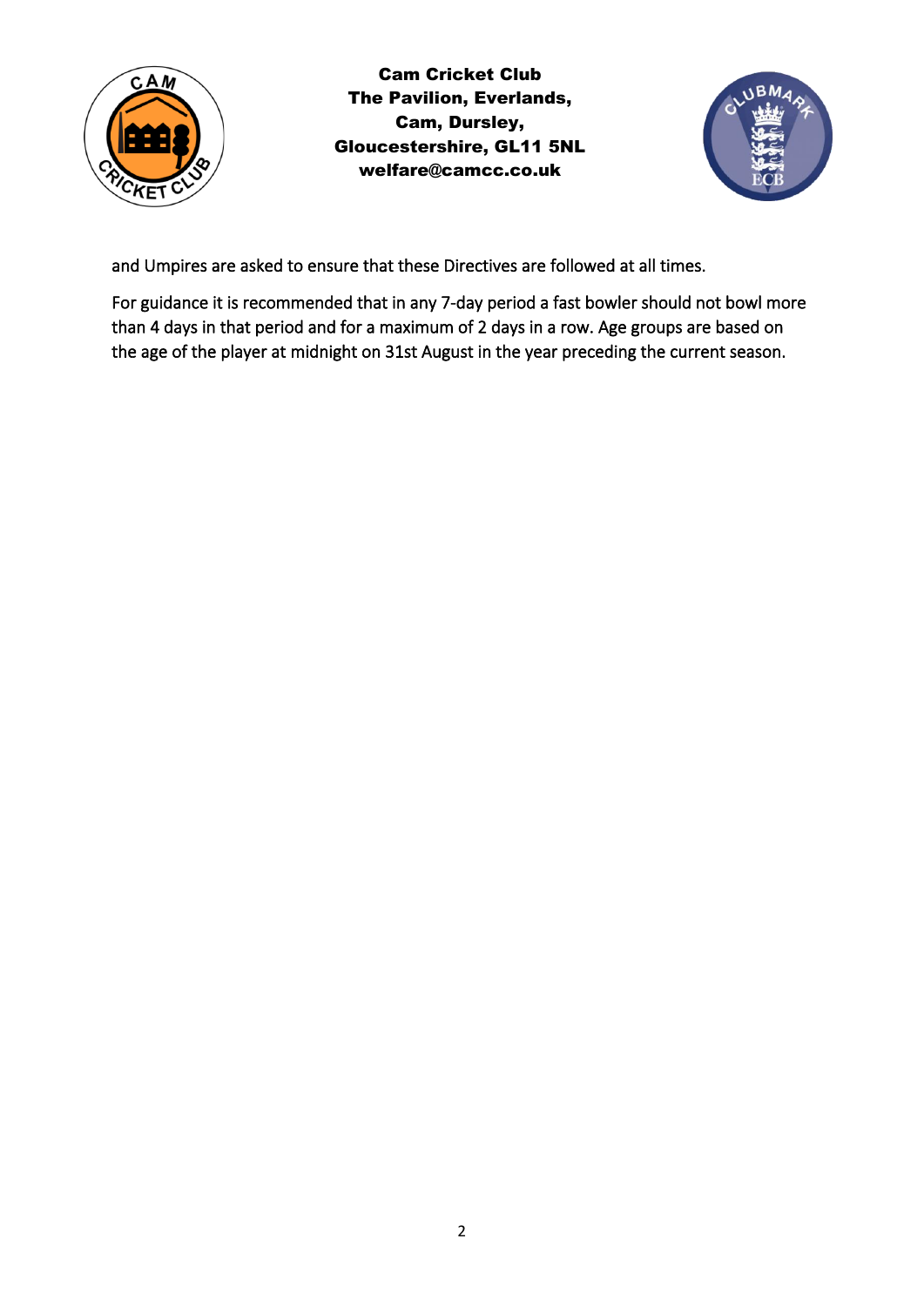and Umpires are asked to ensure that these Directives are followed at all times.

For guidance it is recommended that in any 7-day period a fast bowler should not bowl more than 4 days in that period and for a maximum of 2 days in a row. Age groups are based on the age of the player at midnight on 31st August in the year preceding the current season.